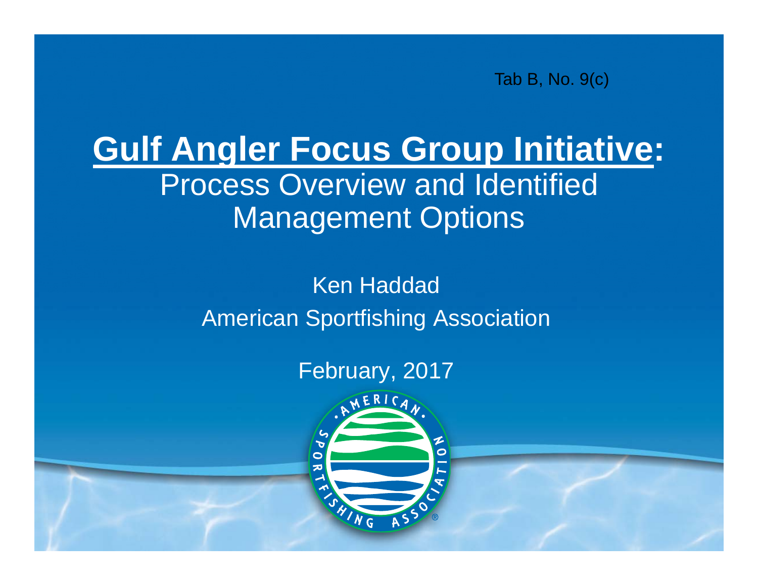Tab B, No. 9(c)

# Gulf Angler Focus Group Initiative:

## Process Overview and Identified Management Options

Ken Haddad

American Sportfishing Association

February, 2017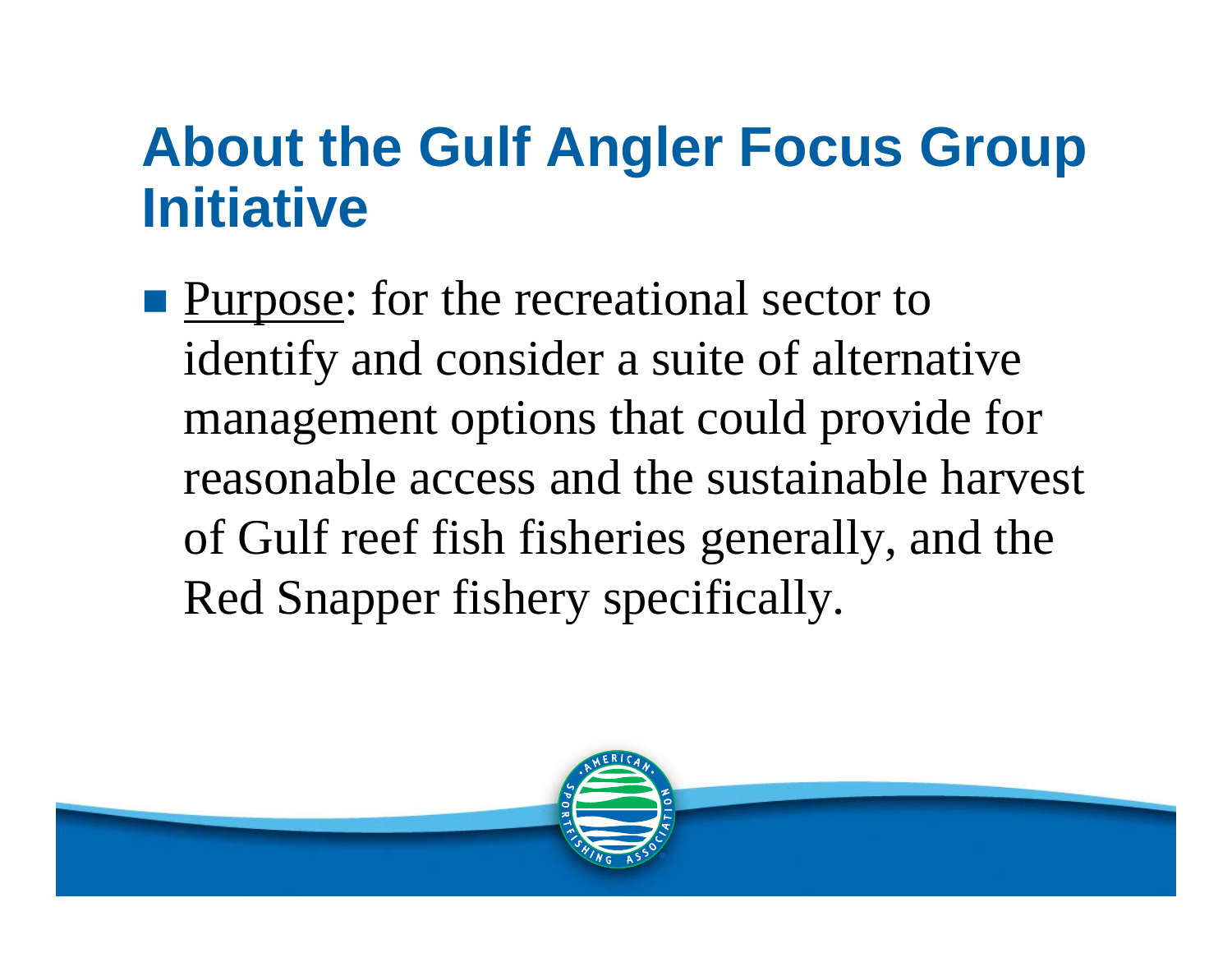# About the Gulf Angler Focus Group Initiative

- Purpose: for the recreational sector to identify and consider a suite of alternative management options that could provide for reasonable access and the sustainable harvest of Gulf reef fish fisheries generally, and the Red Snapper fishery specifically.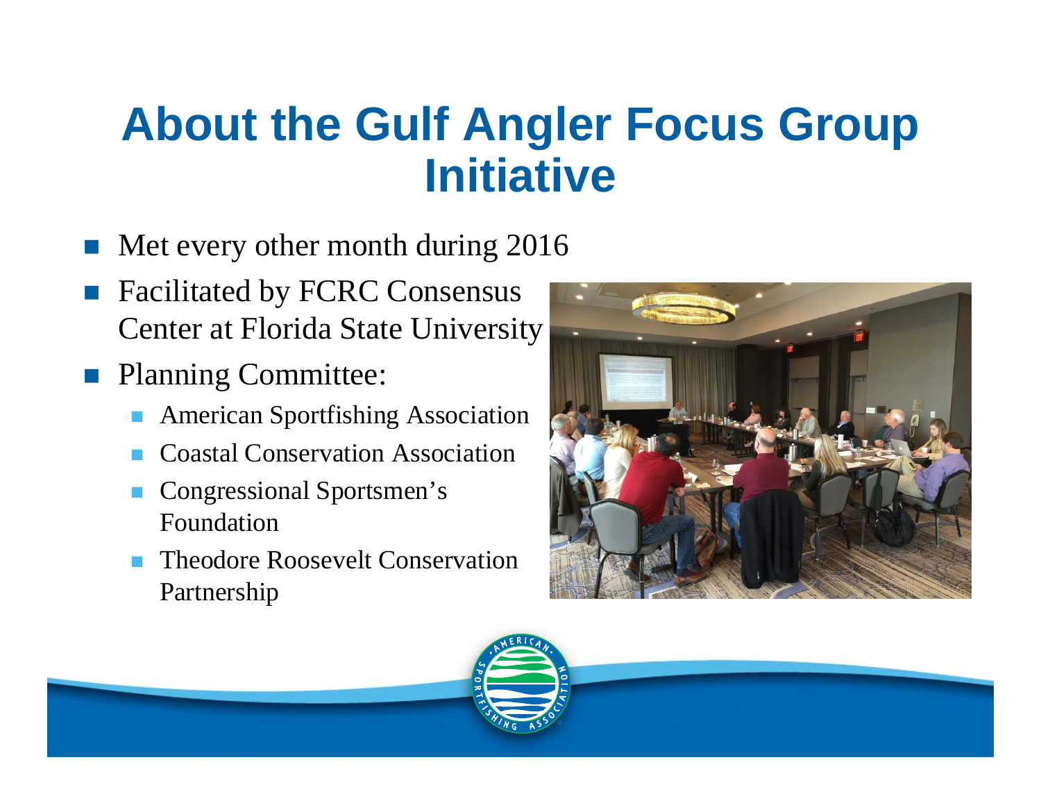# About the Gulf Angler Focus Group Initiative

- Met every other month during 2016
- Facilitated by FCRC Consensus Center at Florida State University
- Planning Committee:
  - American Sportfishing Association
  - Coastal Conservation Association
  - Congressional Sportsmen's Foundation
  - Theodore Roosevelt Conservation Partnership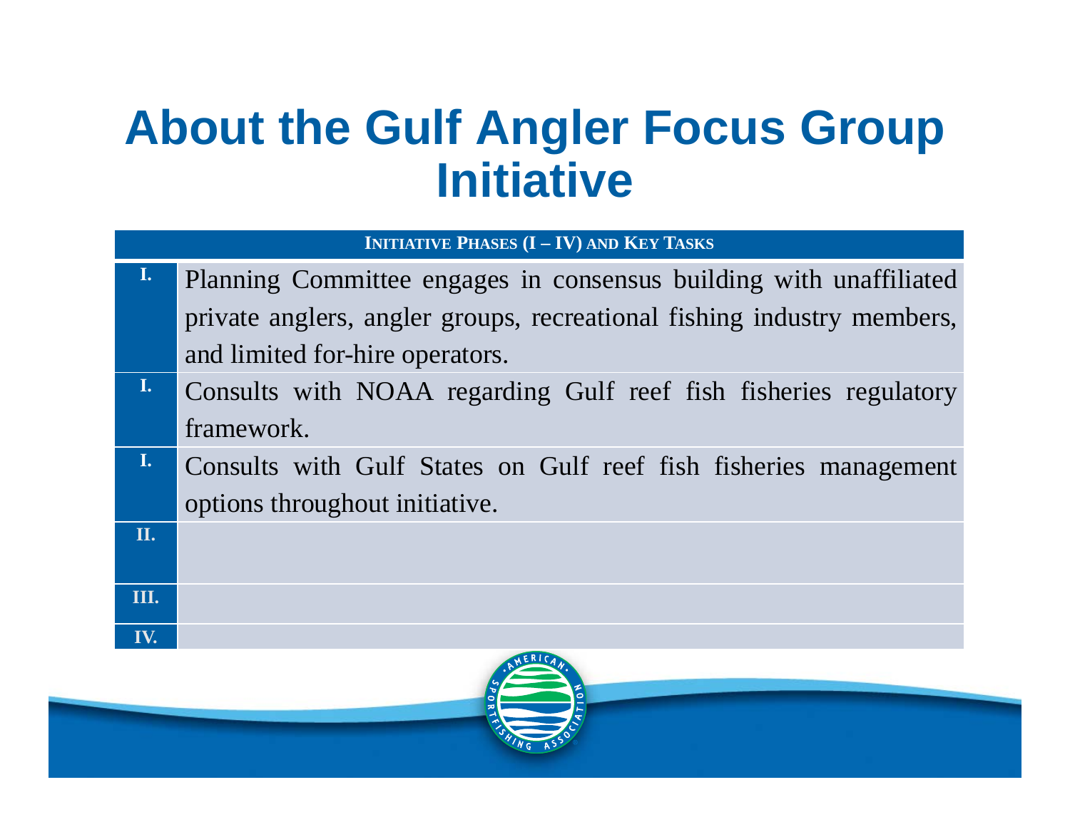# About the Gulf Angler Focus Group Initiative

| Initiative Phases (I – IV) and Key Tasks | |
|---|---|
| I. | Planning Committee engages in consensus building with unaffiliated private anglers, angler groups, recreational fishing industry members, and limited for-hire operators. |
| I. | Consults with NOAA regarding Gulf reef fish fisheries regulatory framework. |
| I. | Consults with Gulf States on Gulf reef fish fisheries management options throughout initiative. |
| II. | |
| III. | |
| IV. | |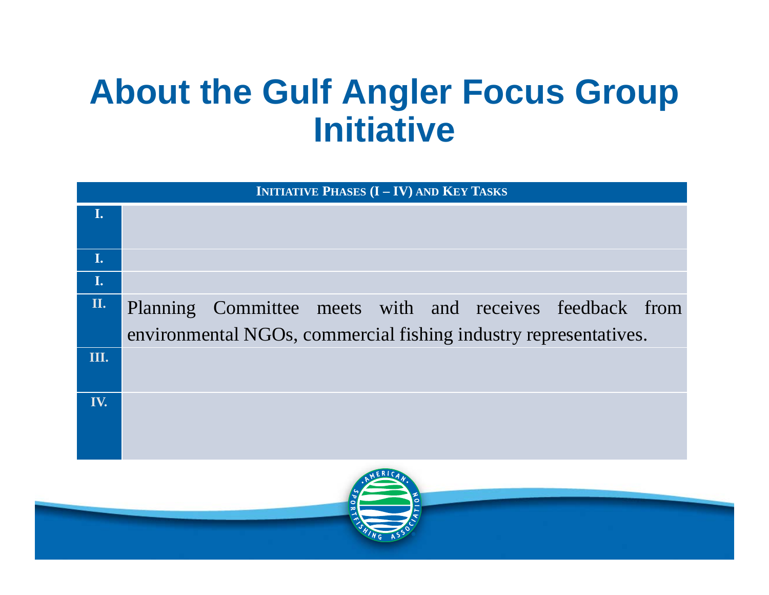# About the Gulf Angler Focus Group Initiative

| Initiative Phases (I – IV) and Key Tasks | |
|---|---|
| I. | |
| I. | |
| I. | |
| II. | Planning Committee meets with and receives feedback from environmental NGOs, commercial fishing industry representatives. |
| III. | |
| IV. | |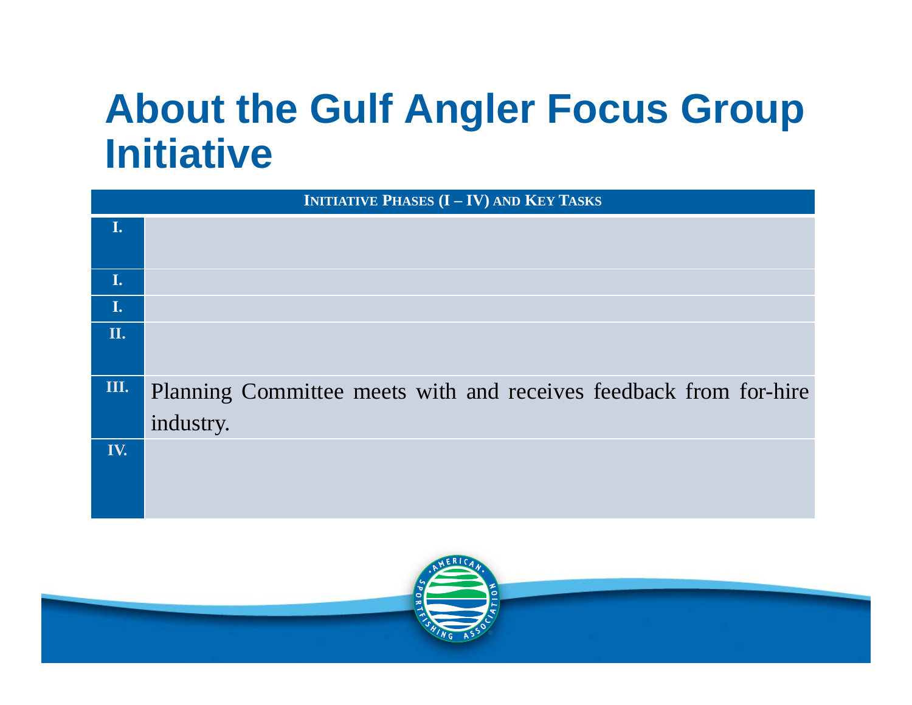# About the Gulf Angler Focus Group Initiative

| Initiative Phases (I – IV) and Key Tasks | |
|---|---|
| I. | |
| I. | |
| I. | |
| II. | |
| III. | Planning Committee meets with and receives feedback from for-hire industry. |
| IV. | |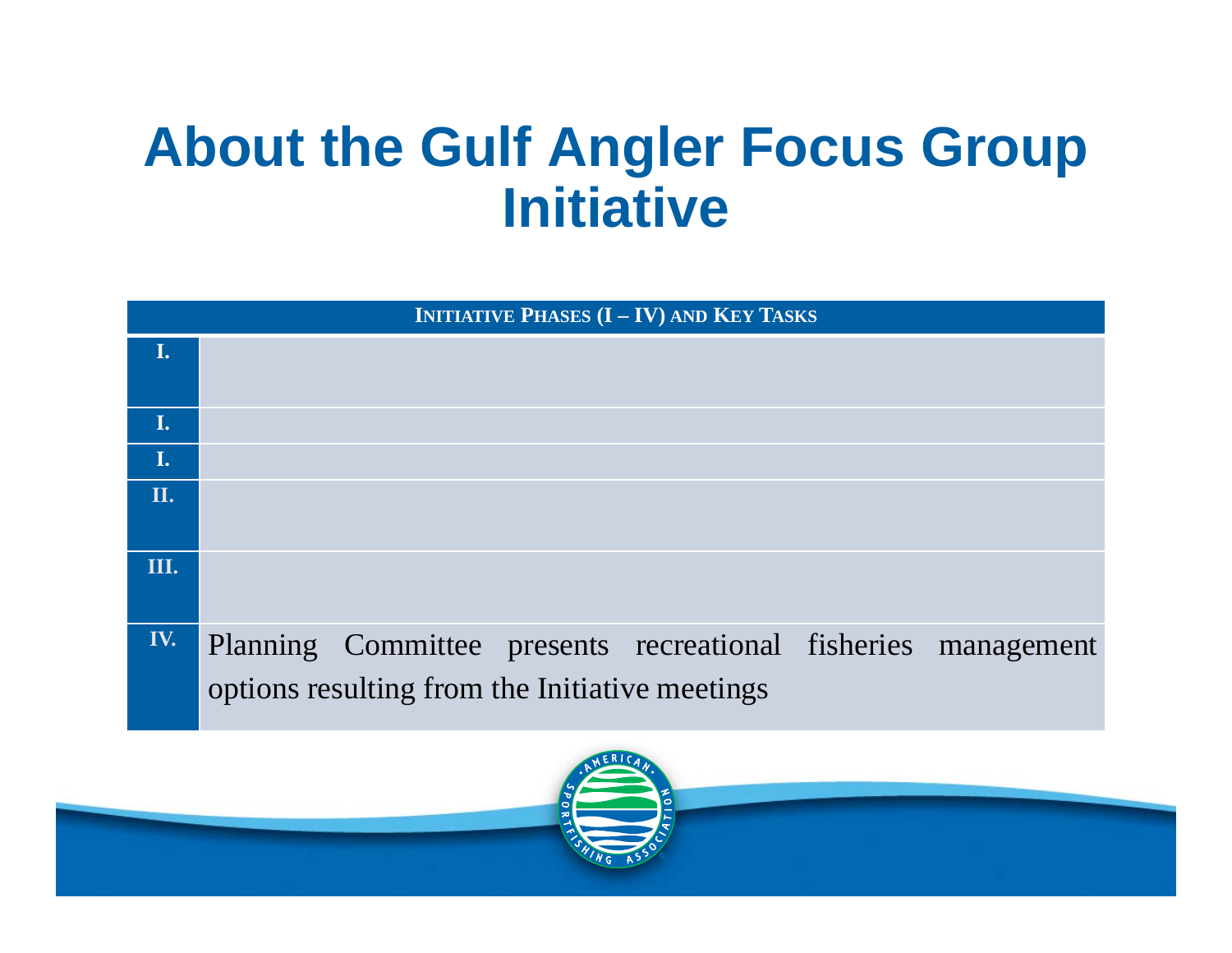# About the Gulf Angler Focus Group Initiative

| Initiative Phases (I – IV) and Key Tasks | |
|---|---|
| I. | |
| I. | |
| I. | |
| II. | |
| III. | |
| IV. | Planning Committee presents recreational fisheries management options resulting from the Initiative meetings |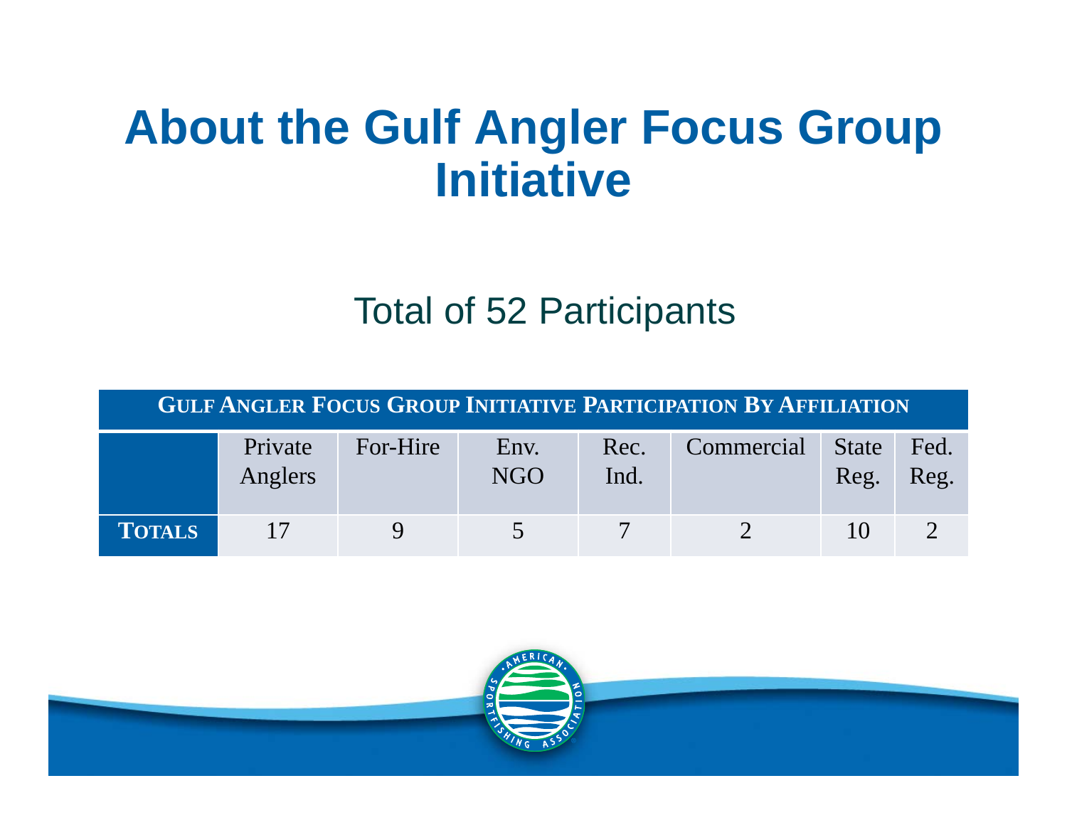# About the Gulf Angler Focus Group Initiative

Total of 52 Participants

| **GULF ANGLER FOCUS GROUP INITIATIVE PARTICIPATION BY AFFILIATION** | | | | | | | |
|---|---|---|---|---|---|---|---|
| | Private Anglers | For-Hire | Env. NGO | Rec. Ind. | Commercial | State Reg. | Fed. Reg. |
| **TOTALS** | 17 | 9 | 5 | 7 | 2 | 10 | 2 |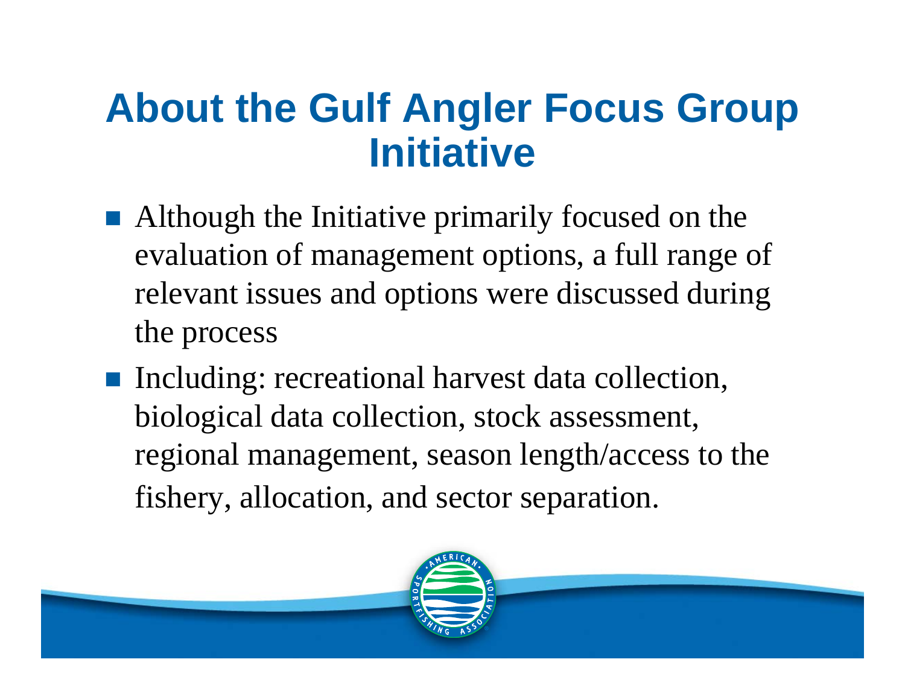# About the Gulf Angler Focus Group Initiative

- Although the Initiative primarily focused on the evaluation of management options, a full range of relevant issues and options were discussed during the process
- Including: recreational harvest data collection, biological data collection, stock assessment, regional management, season length/access to the fishery, allocation, and sector separation.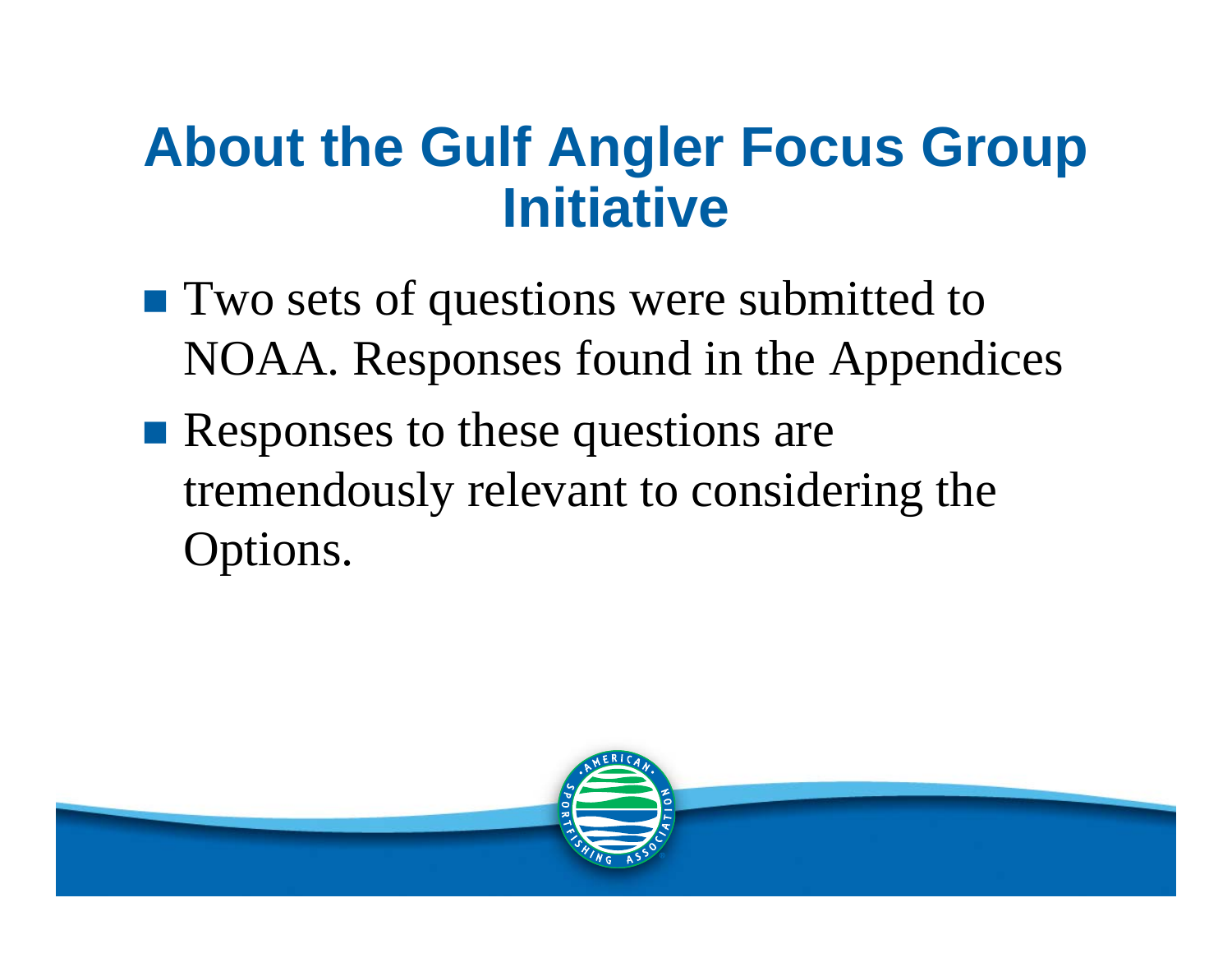# About the Gulf Angler Focus Group Initiative

- Two sets of questions were submitted to NOAA. Responses found in the Appendices
- Responses to these questions are tremendously relevant to considering the Options.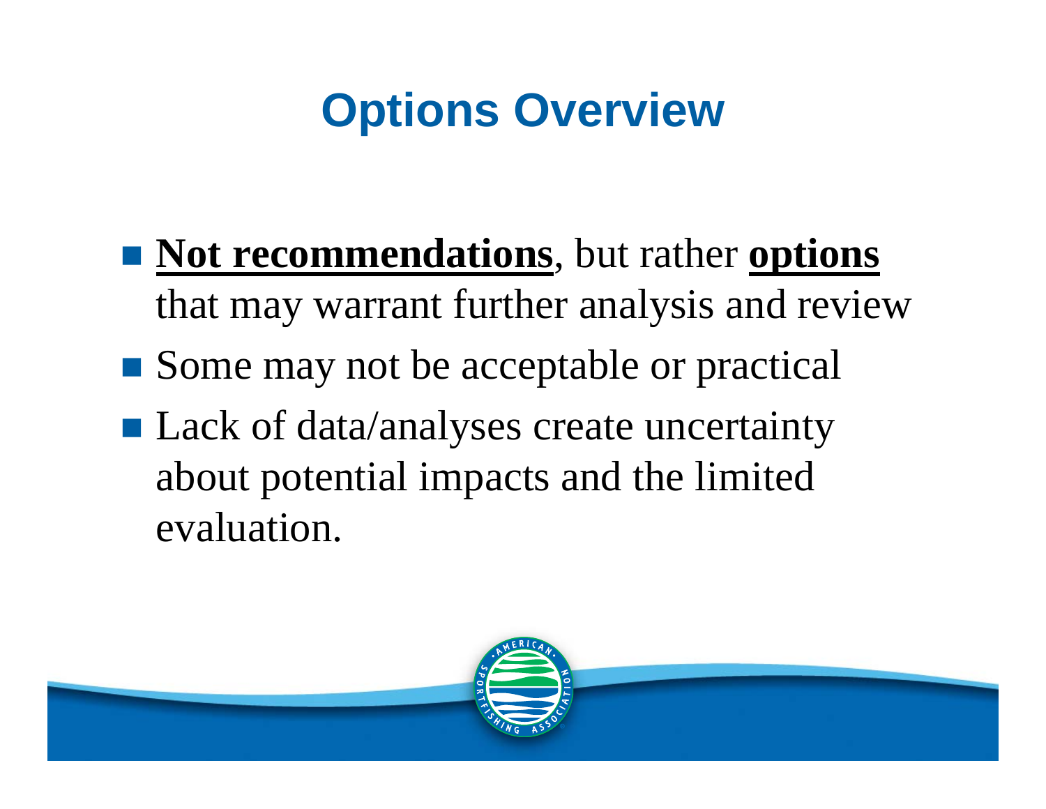# Options Overview

- **<u>Not recommendations</u>**, but rather **<u>options</u>** that may warrant further analysis and review
- Some may not be acceptable or practical
- Lack of data/analyses create uncertainty about potential impacts and the limited evaluation.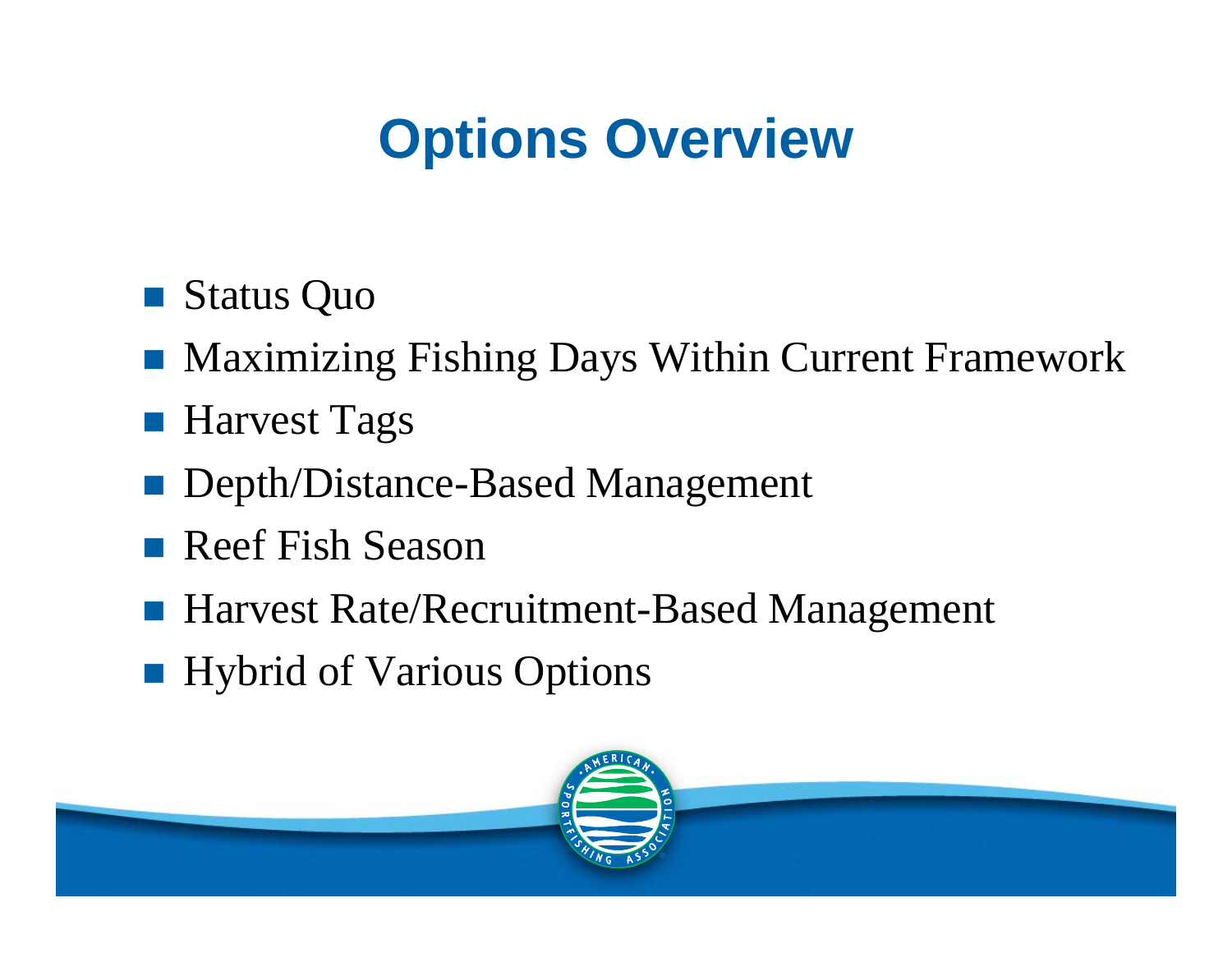# Options Overview

- Status Quo
- Maximizing Fishing Days Within Current Framework
- Harvest Tags
- Depth/Distance-Based Management
- Reef Fish Season
- Harvest Rate/Recruitment-Based Management
- Hybrid of Various Options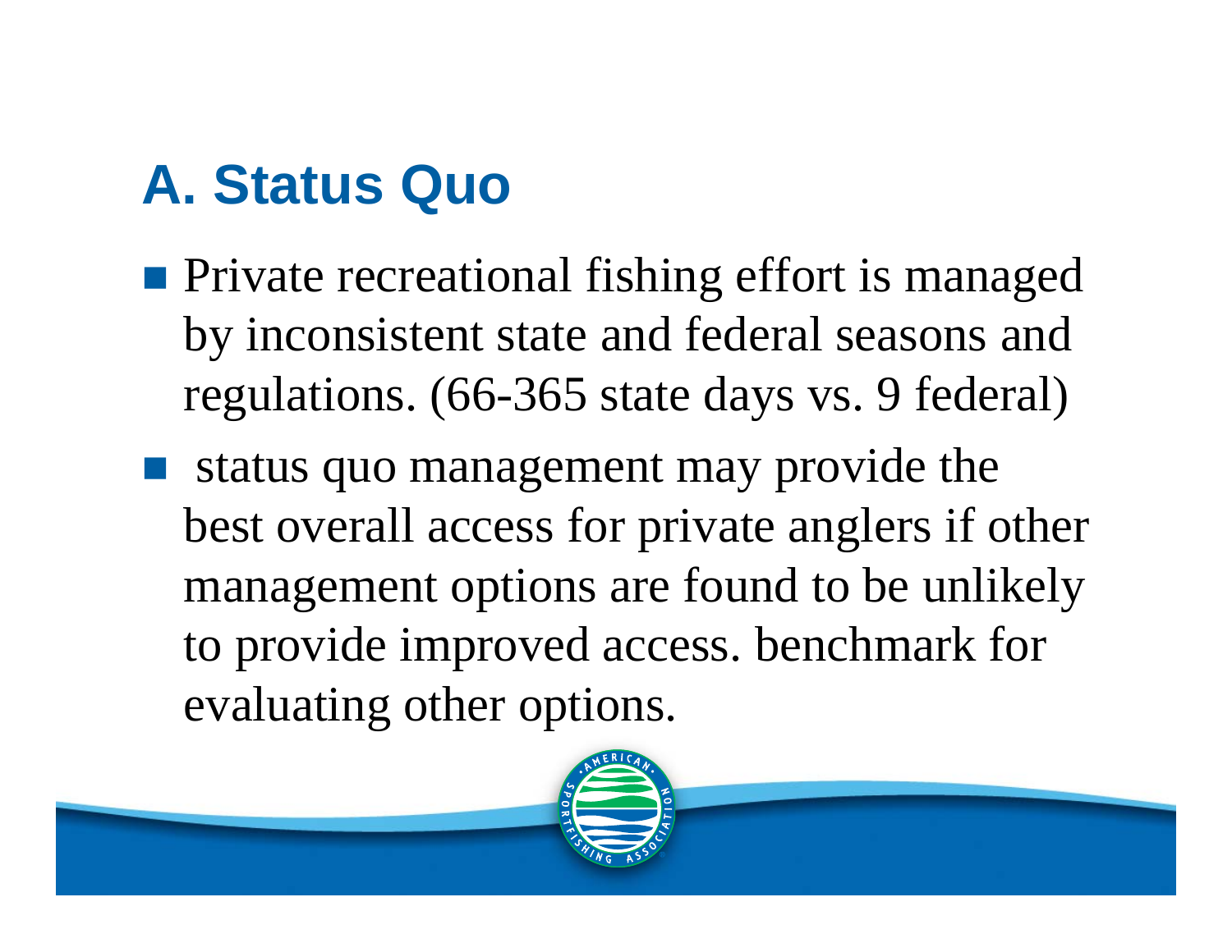## A. Status Quo

- Private recreational fishing effort is managed by inconsistent state and federal seasons and regulations. (66-365 state days vs. 9 federal)
- status quo management may provide the best overall access for private anglers if other management options are found to be unlikely to provide improved access. benchmark for evaluating other options.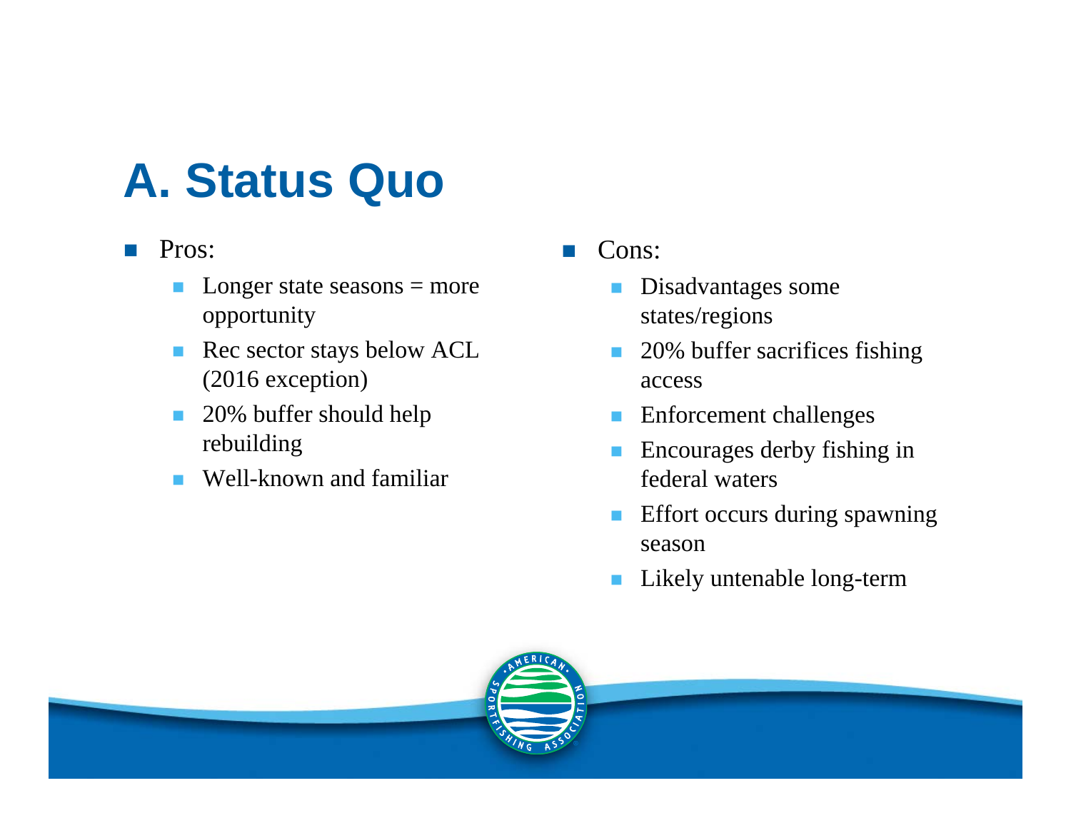# A. Status Quo

- Pros:
  - Longer state seasons = more opportunity
  - Rec sector stays below ACL (2016 exception)
  - 20% buffer should help rebuilding
  - Well-known and familiar
- Cons:
  - Disadvantages some states/regions
  - 20% buffer sacrifices fishing access
  - Enforcement challenges
  - Encourages derby fishing in federal waters
  - Effort occurs during spawning season
  - Likely untenable long-term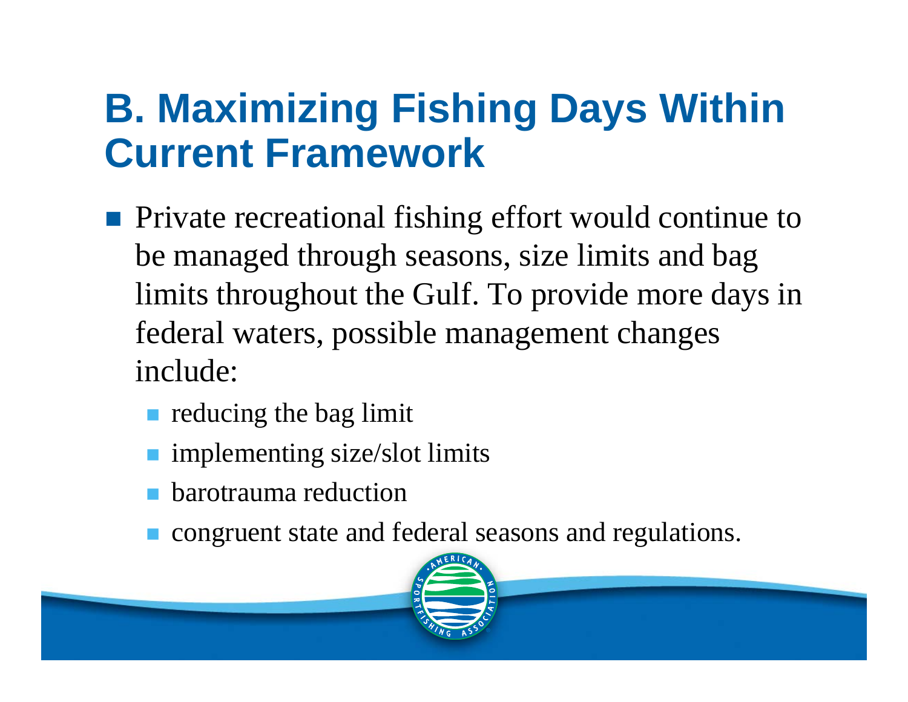# B. Maximizing Fishing Days Within Current Framework

- Private recreational fishing effort would continue to be managed through seasons, size limits and bag limits throughout the Gulf. To provide more days in federal waters, possible management changes include:
  - reducing the bag limit
  - implementing size/slot limits
  - barotrauma reduction
  - congruent state and federal seasons and regulations.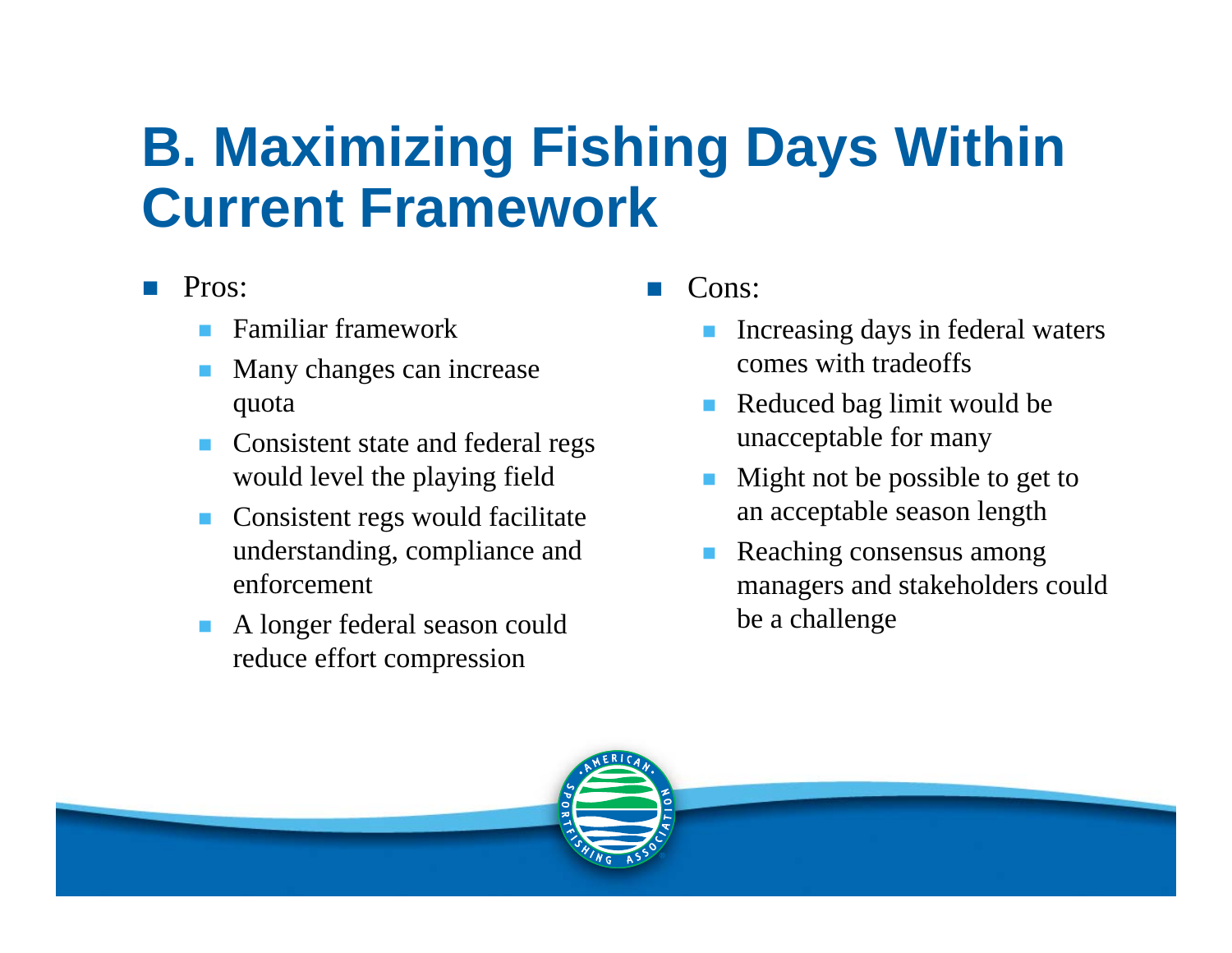# B. Maximizing Fishing Days Within Current Framework

- Pros:
  - Familiar framework
  - Many changes can increase quota
  - Consistent state and federal regs would level the playing field
  - Consistent regs would facilitate understanding, compliance and enforcement
  - A longer federal season could reduce effort compression
- Cons:
  - Increasing days in federal waters comes with tradeoffs
  - Reduced bag limit would be unacceptable for many
  - Might not be possible to get to an acceptable season length
  - Reaching consensus among managers and stakeholders could be a challenge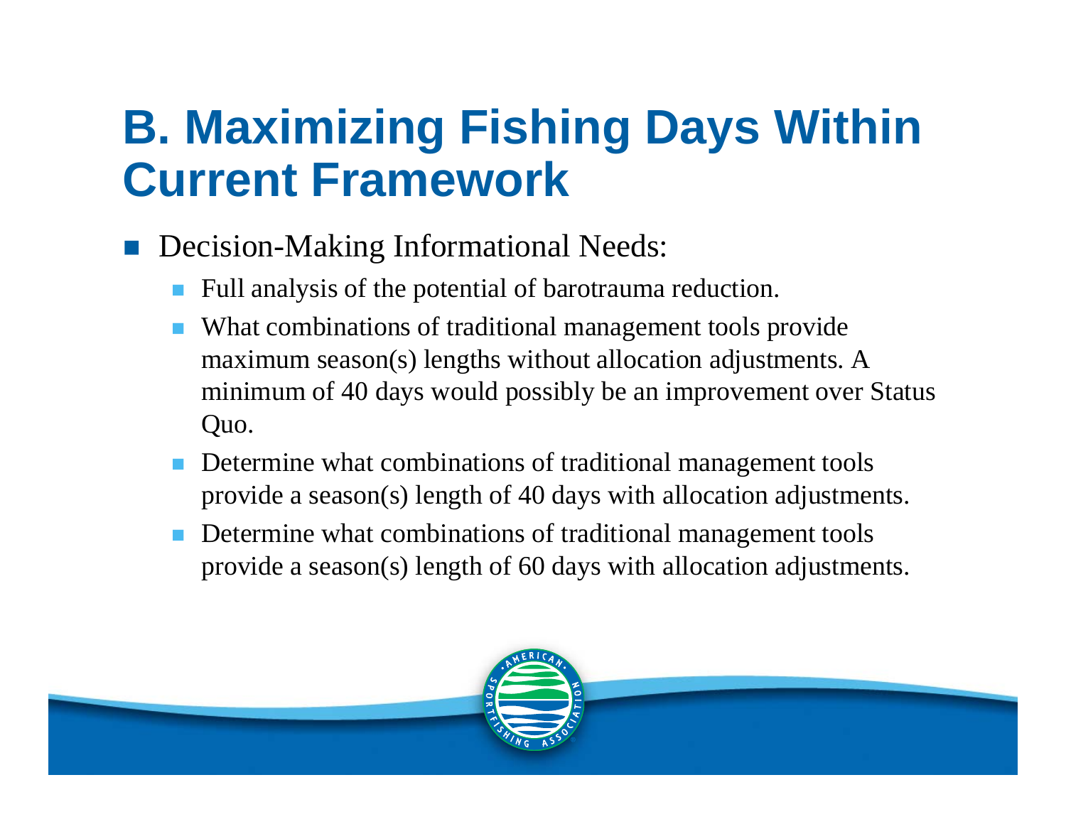# B. Maximizing Fishing Days Within Current Framework

- Decision-Making Informational Needs:
  - Full analysis of the potential of barotrauma reduction.
  - What combinations of traditional management tools provide maximum season(s) lengths without allocation adjustments. A minimum of 40 days would possibly be an improvement over Status Quo.
  - Determine what combinations of traditional management tools provide a season(s) length of 40 days with allocation adjustments.
  - Determine what combinations of traditional management tools provide a season(s) length of 60 days with allocation adjustments.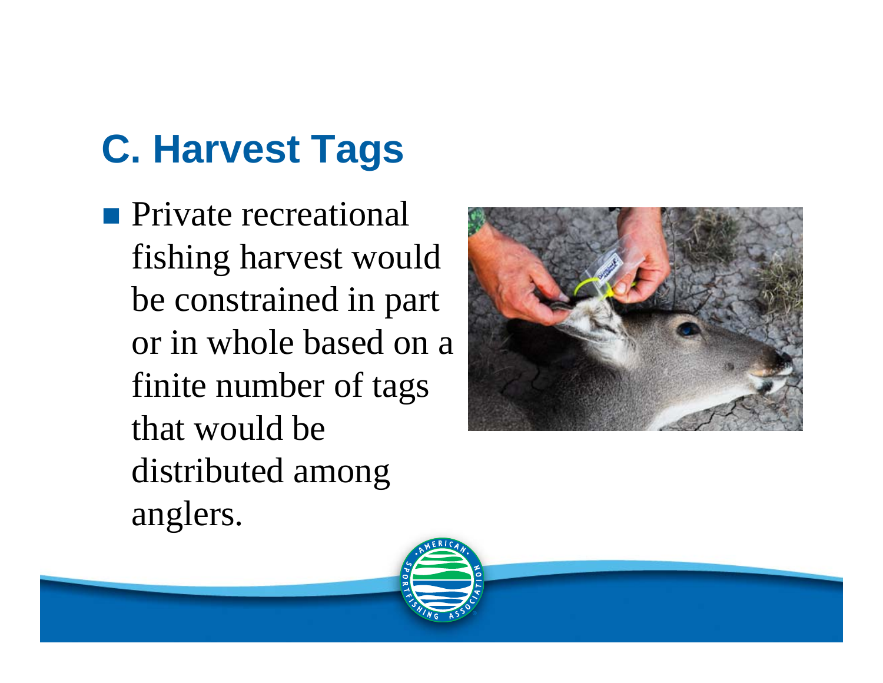# C. Harvest Tags

- Private recreational fishing harvest would be constrained in part or in whole based on a finite number of tags that would be distributed among anglers.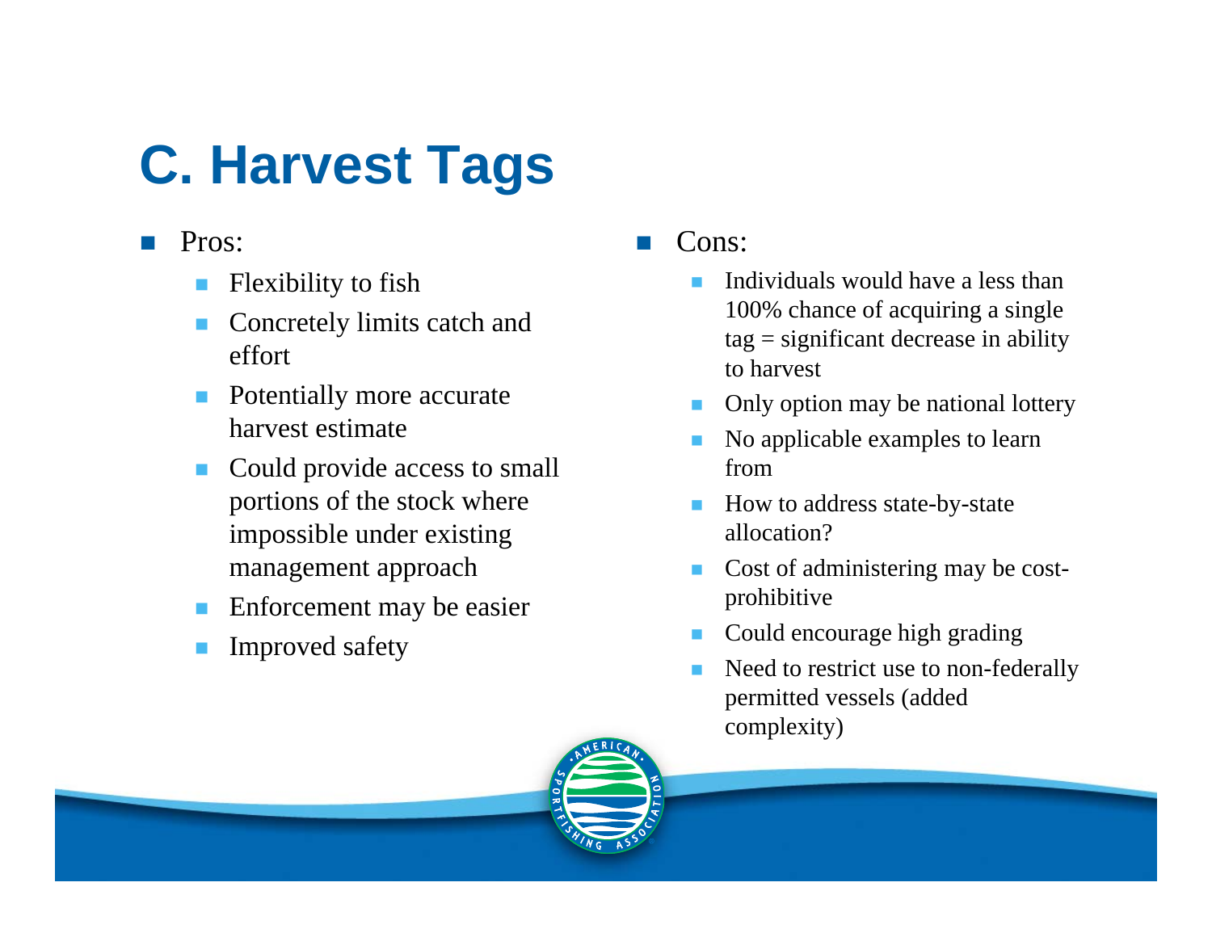# C. Harvest Tags

- Pros:
  - Flexibility to fish
  - Concretely limits catch and effort
  - Potentially more accurate harvest estimate
  - Could provide access to small portions of the stock where impossible under existing management approach
  - Enforcement may be easier
  - Improved safety

- Cons:
  - Individuals would have a less than 100% chance of acquiring a single tag = significant decrease in ability to harvest
  - Only option may be national lottery
  - No applicable examples to learn from
  - How to address state-by-state allocation?
  - Cost of administering may be cost-prohibitive
  - Could encourage high grading
  - Need to restrict use to non-federally permitted vessels (added complexity)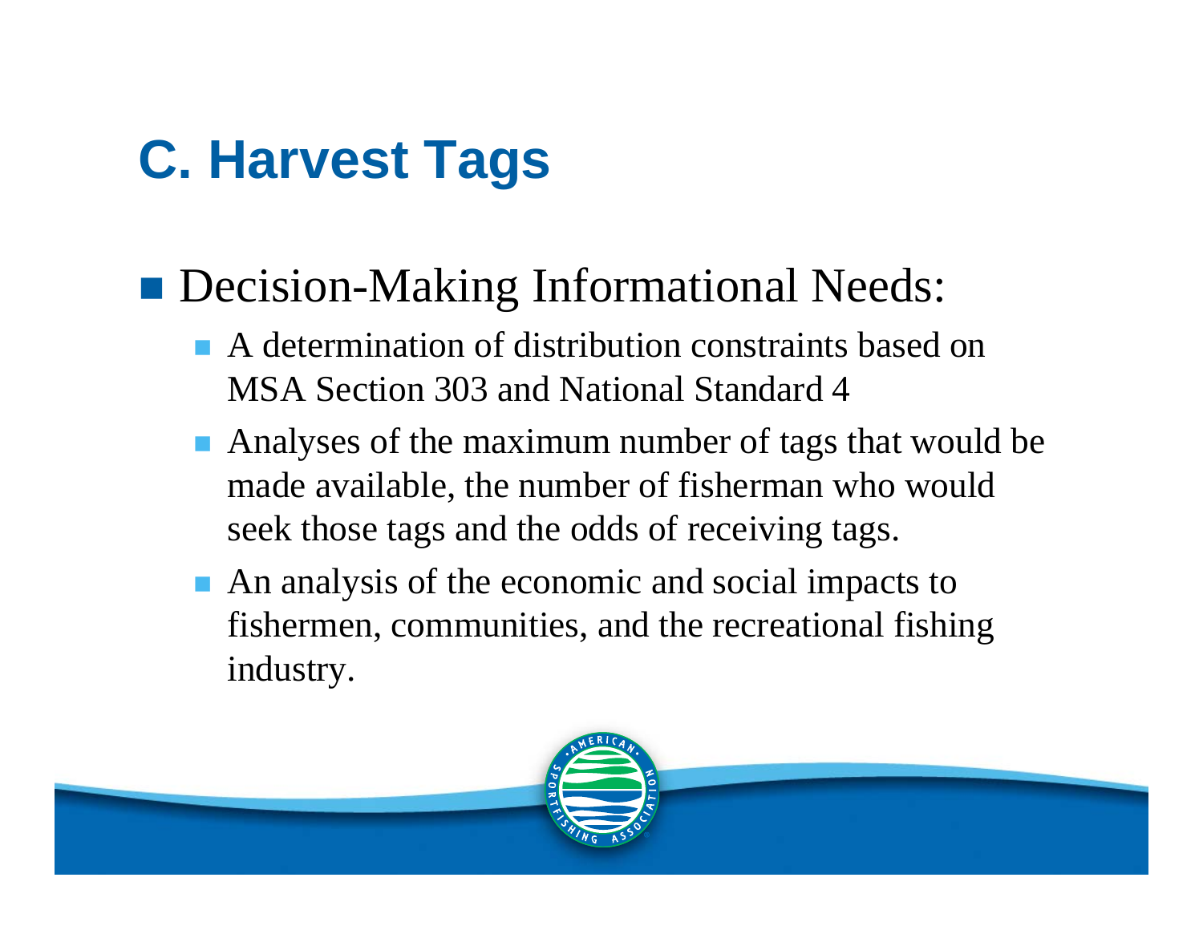# C. Harvest Tags

- Decision-Making Informational Needs:
  - A determination of distribution constraints based on MSA Section 303 and National Standard 4
  - Analyses of the maximum number of tags that would be made available, the number of fisherman who would seek those tags and the odds of receiving tags.
  - An analysis of the economic and social impacts to fishermen, communities, and the recreational fishing industry.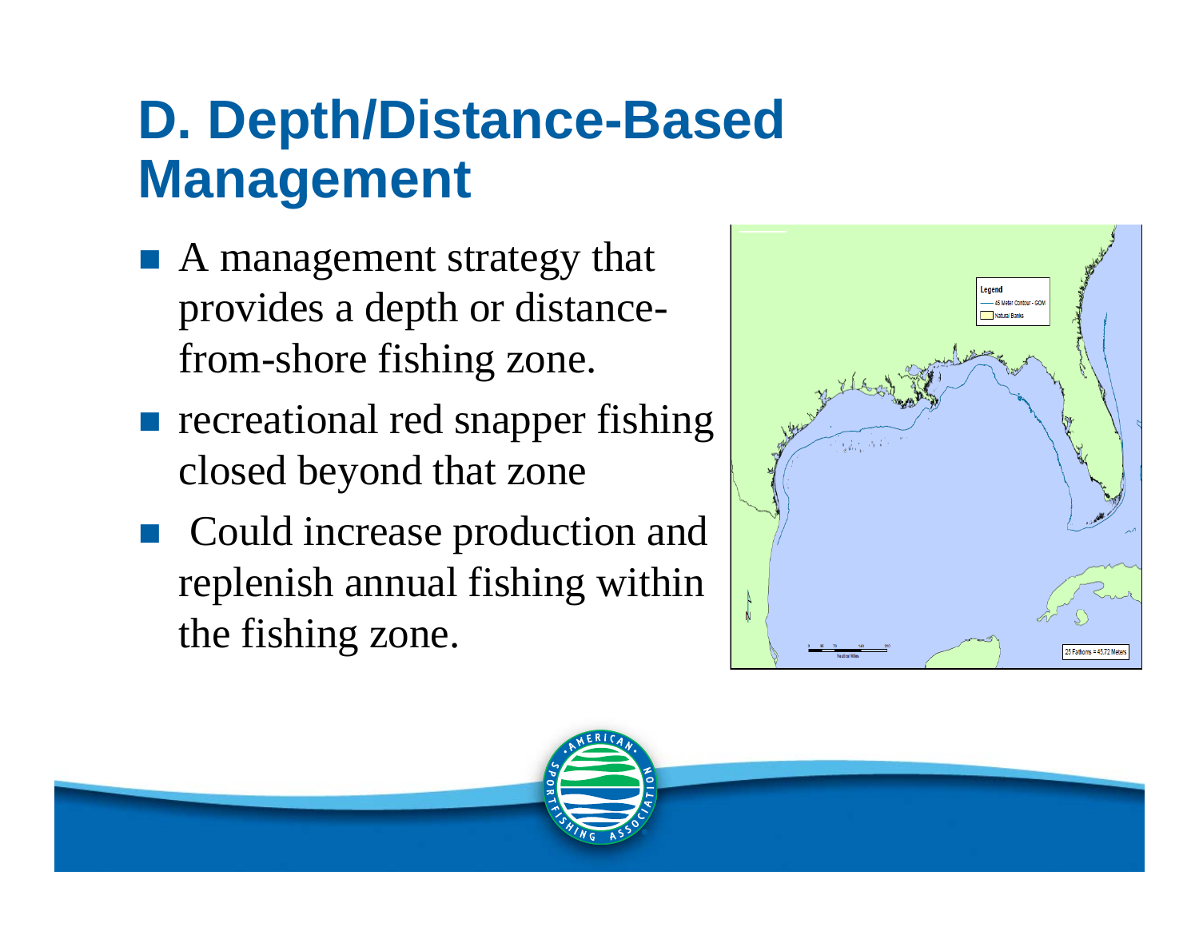# D. Depth/Distance-Based Management

- A management strategy that provides a depth or distance-from-shore fishing zone.
- recreational red snapper fishing closed beyond that zone
- Could increase production and replenish annual fishing within the fishing zone.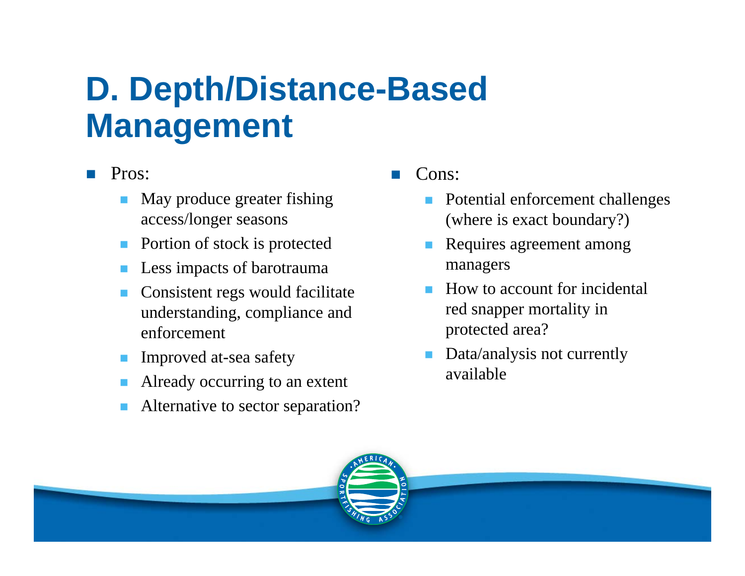# D. Depth/Distance-Based Management

- Pros:
  - May produce greater fishing access/longer seasons
  - Portion of stock is protected
  - Less impacts of barotrauma
  - Consistent regs would facilitate understanding, compliance and enforcement
  - Improved at-sea safety
  - Already occurring to an extent
  - Alternative to sector separation?
- Cons:
  - Potential enforcement challenges (where is exact boundary?)
  - Requires agreement among managers
  - How to account for incidental red snapper mortality in protected area?
  - Data/analysis not currently available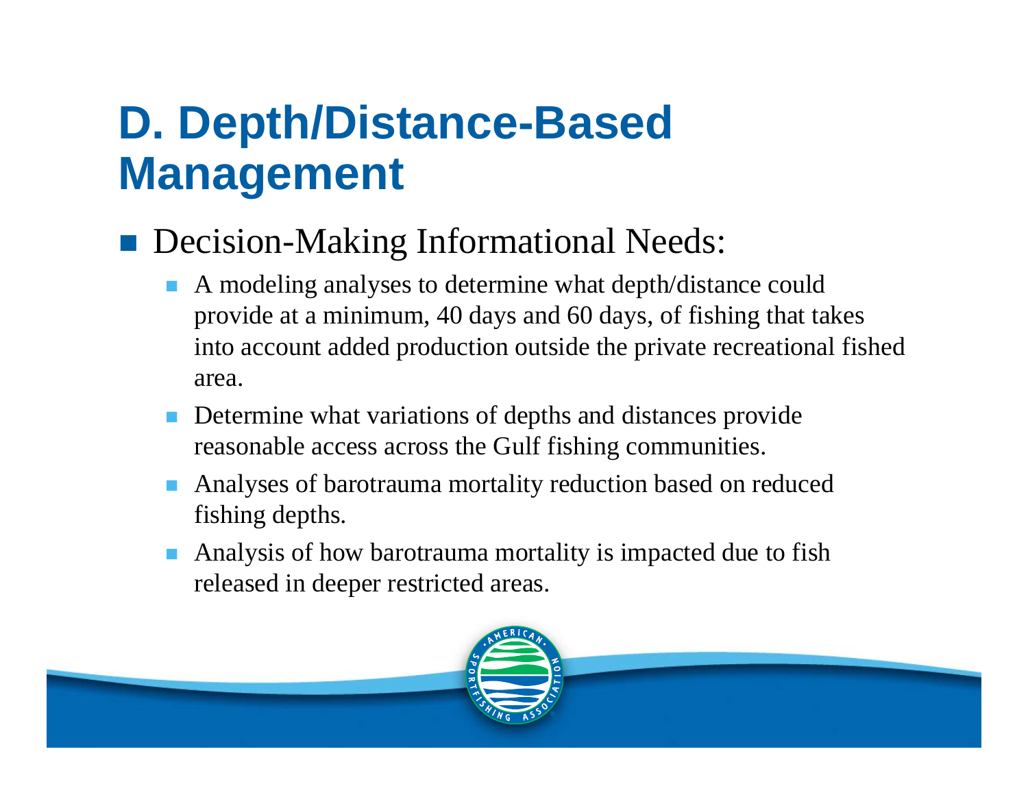# D. Depth/Distance-Based Management

- Decision-Making Informational Needs:
  - A modeling analyses to determine what depth/distance could provide at a minimum, 40 days and 60 days, of fishing that takes into account added production outside the private recreational fished area.
  - Determine what variations of depths and distances provide reasonable access across the Gulf fishing communities.
  - Analyses of barotrauma mortality reduction based on reduced fishing depths.
  - Analysis of how barotrauma mortality is impacted due to fish released in deeper restricted areas.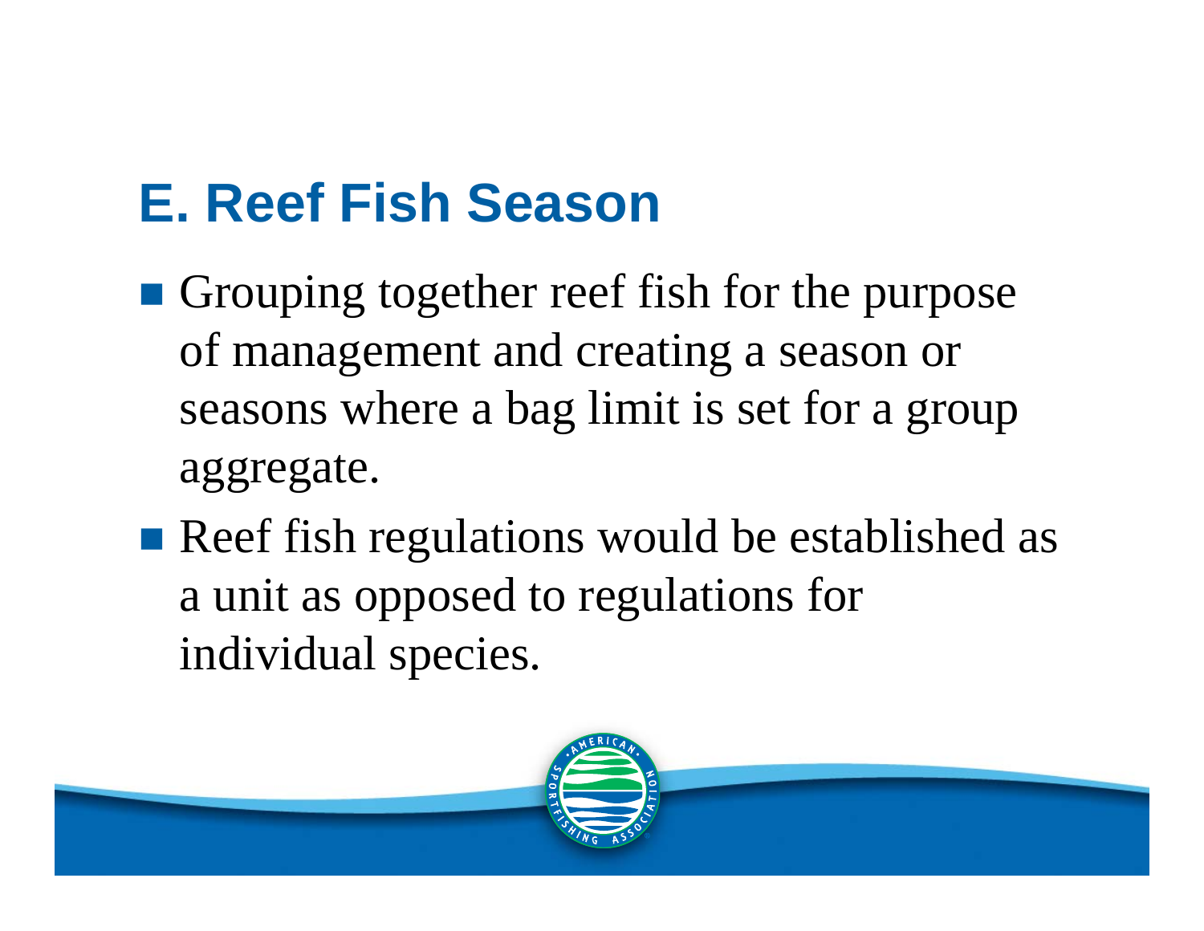## E. Reef Fish Season

- Grouping together reef fish for the purpose of management and creating a season or seasons where a bag limit is set for a group aggregate.
- Reef fish regulations would be established as a unit as opposed to regulations for individual species.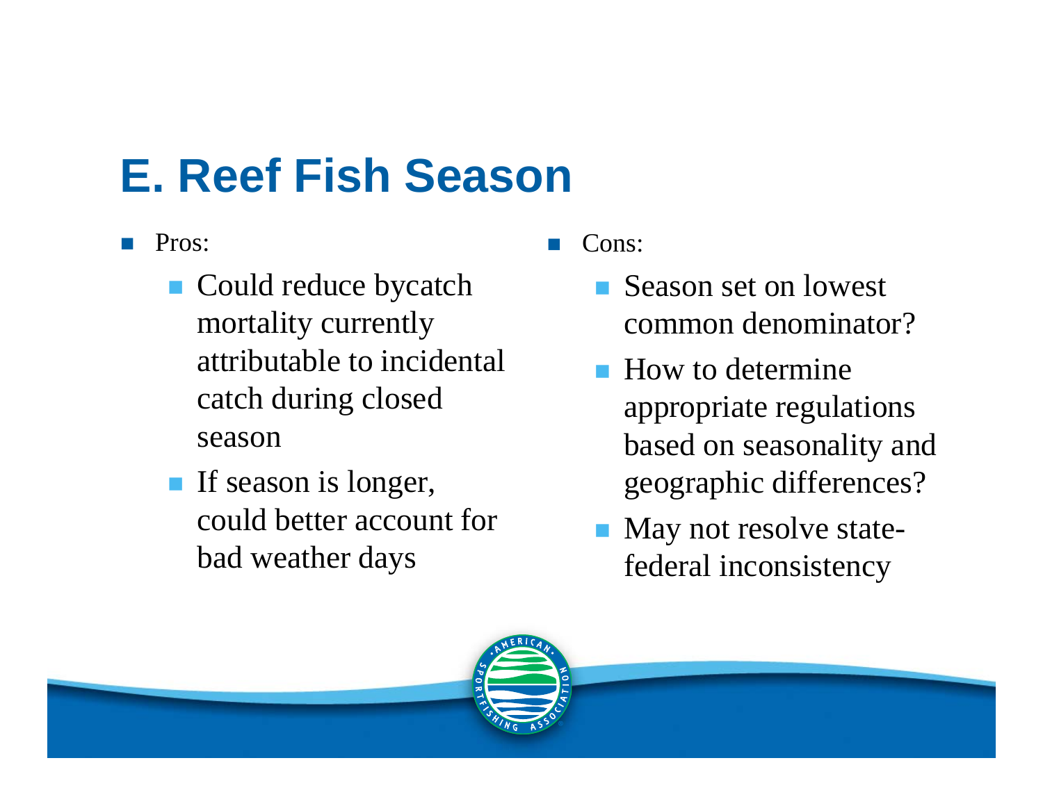# E. Reef Fish Season

- Pros:
  - Could reduce bycatch mortality currently attributable to incidental catch during closed season
  - If season is longer, could better account for bad weather days
- Cons:
  - Season set on lowest common denominator?
  - How to determine appropriate regulations based on seasonality and geographic differences?
  - May not resolve state-federal inconsistency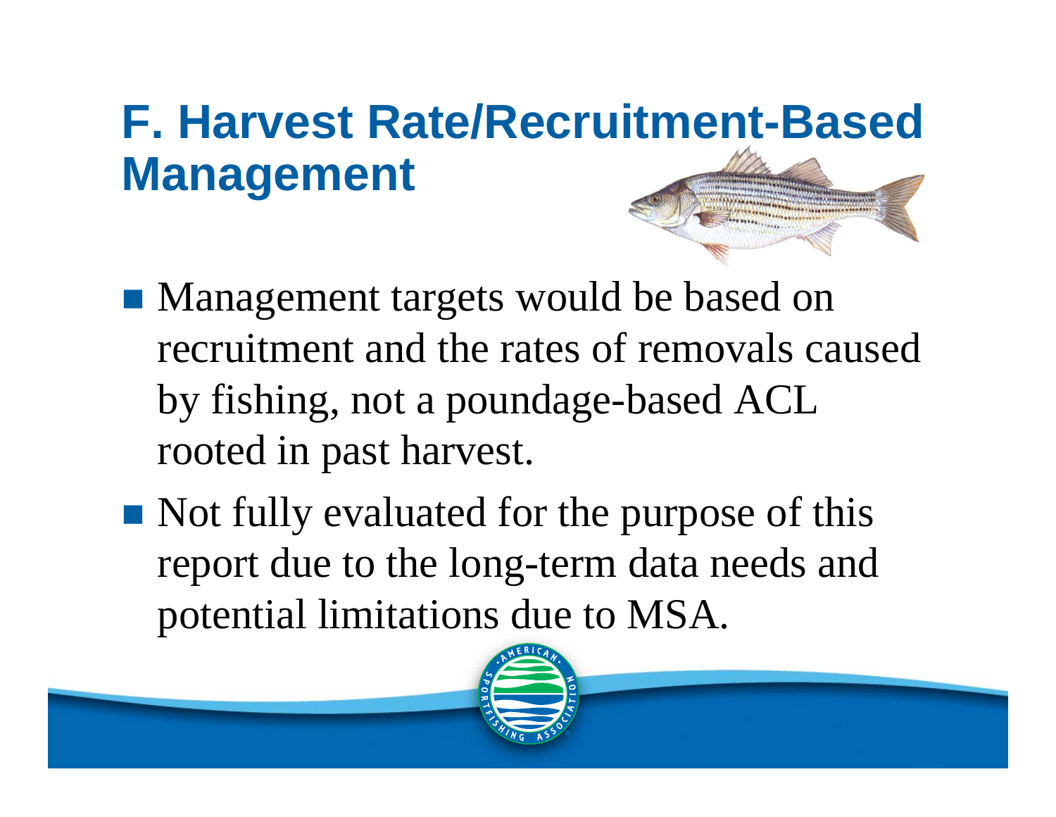# F. Harvest Rate/Recruitment-Based Management

- Management targets would be based on recruitment and the rates of removals caused by fishing, not a poundage-based ACL rooted in past harvest.
- Not fully evaluated for the purpose of this report due to the long-term data needs and potential limitations due to MSA.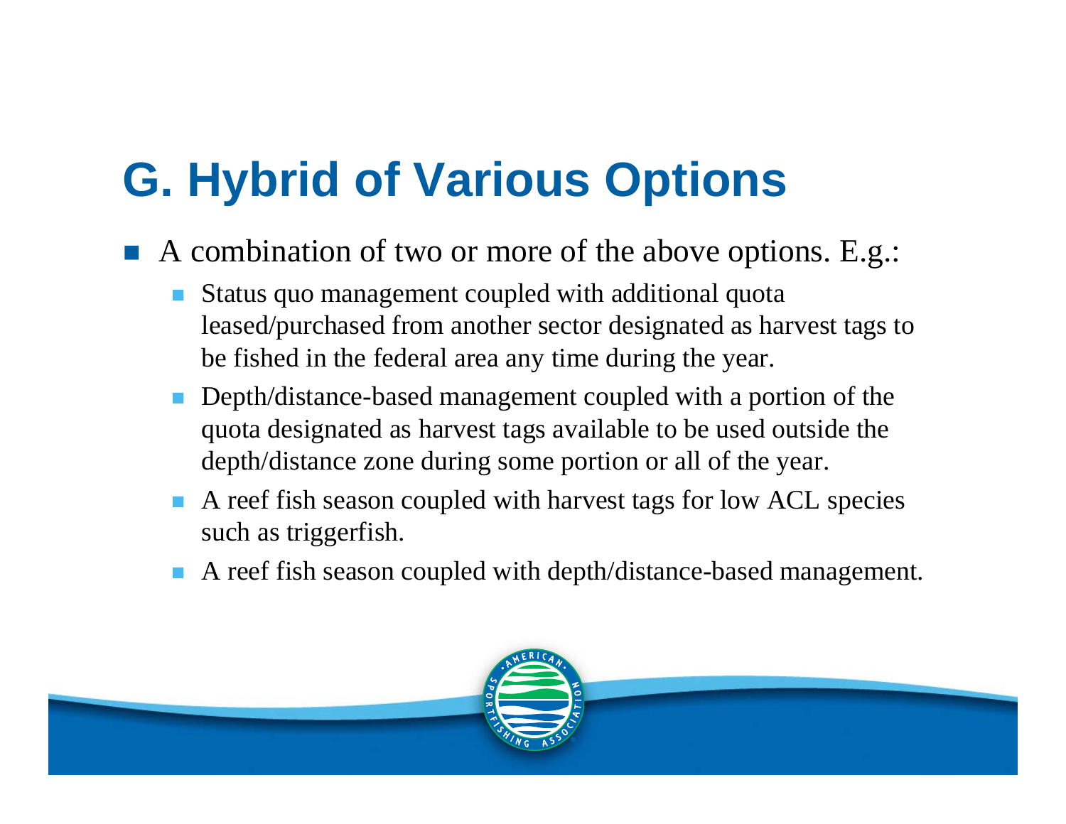# G. Hybrid of Various Options

- A combination of two or more of the above options. E.g.:
  - Status quo management coupled with additional quota leased/purchased from another sector designated as harvest tags to be fished in the federal area any time during the year.
  - Depth/distance-based management coupled with a portion of the quota designated as harvest tags available to be used outside the depth/distance zone during some portion or all of the year.
  - A reef fish season coupled with harvest tags for low ACL species such as triggerfish.
  - A reef fish season coupled with depth/distance-based management.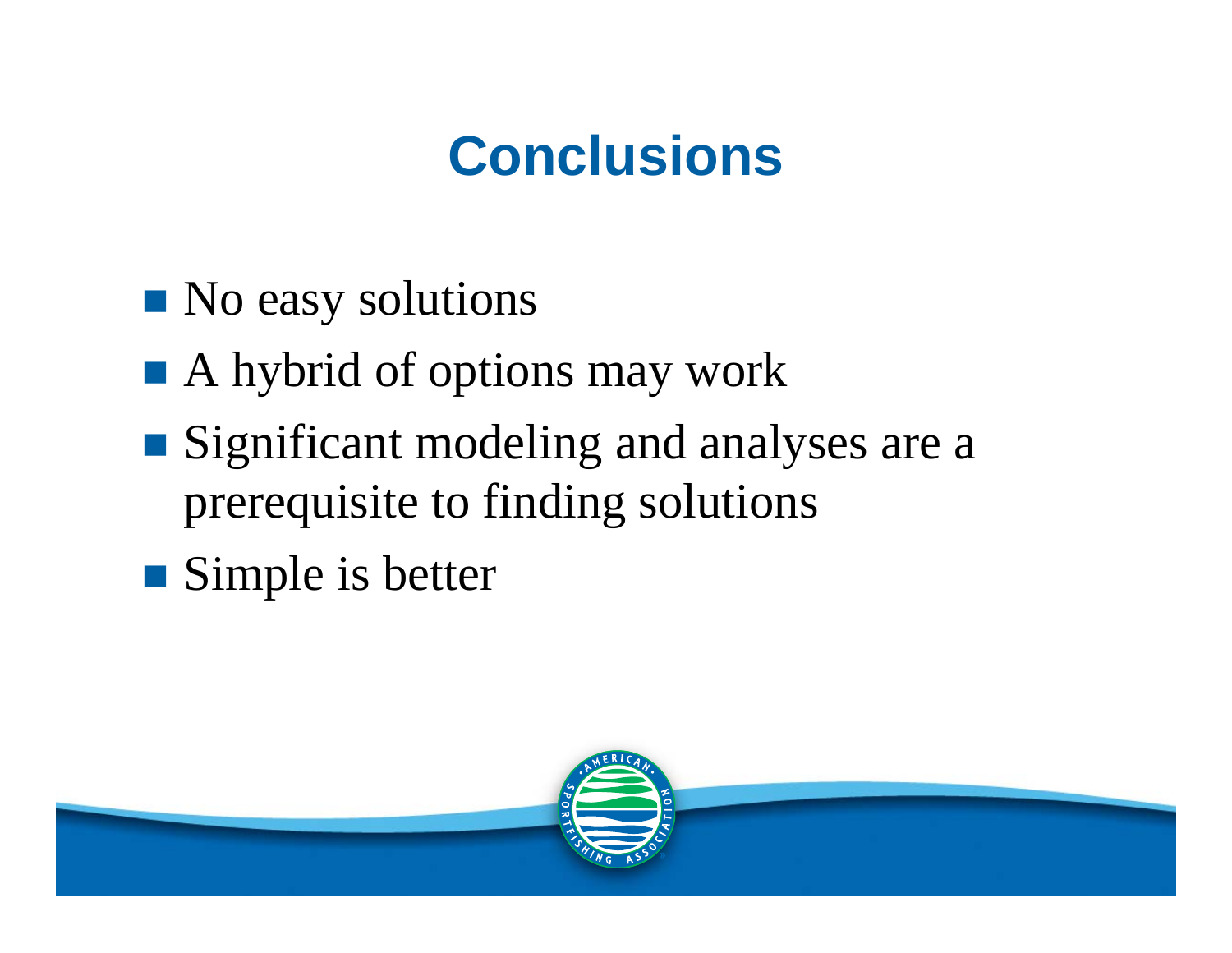# Conclusions

- No easy solutions
- A hybrid of options may work
- Significant modeling and analyses are a prerequisite to finding solutions
- Simple is better